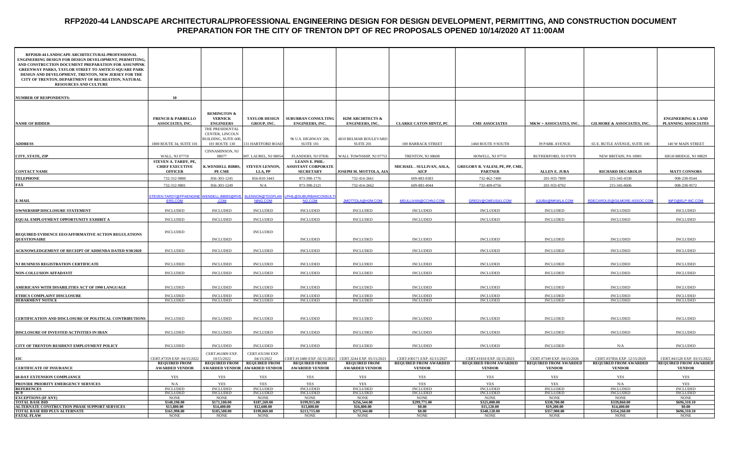# RFP2020-44 LANDSCAPE ARCHITECTURAL/PROFESSIONAL ENGINEERING DESIGN FOR DESIGN DEVELOPMENT, PERMITTING, AND CONSTRUCTION DOCUMENT PREPARATION FOR THE CITY OF TRENTON DPT OF REC PROPOSALS OPENED 10/14/2020 AT 11:00AM

| RFP2020-44 LANDSCAPE ARCHITECTURAL/PROFESSIONAL ENGINEERING DESIGN FOR DESIGN DEVELOPMENT, PERMITTING, AND CONSTRUCTION DOCUMENT PREPARATION FOR ASSUNPINK GREENWAY PARKS, TAYLOR STREET TO AMTICO SQUARE PARK DESIGN AND DEVELOPMENT, TRENTON, NEW JERSEY FOR THE CITY OF TRENTON, DEPARTMENT OF RECREATION, NATURAL RESOURCES AND CULTURE | | | | | | | | | | |
|---|---|---|---|---|---|---|---|---|---|---|
| **NUMBER OF RESPONDENTS:** | 10 | | | | | | | | | |
| **NAME OF BIDDER** | FRENCH & PARRELLO ASSOCIATES, INC. | REMINGTON & VERNICK ENGINEERS | TAYLOR DESIGN GROUP, INC. | SUBURBAN CONSULTING ENGINEERS, INC. | H2M ARCHITECTS & ENGINEERS, INC. | CLARKE CATON HINTZ, PC | CME ASSOCIATES | MKW + ASSOCIATES, INC. | GILMORE & ASSOCIATES, INC. | ENGINEERING & LAND PLANNING ASSOCIATES |
| **ADDRESS** | 1800 ROUTE 34, SUITE 101 | THE PRESIDENTAL CENTER, LINCOLN BUILDING, SUITE 600, 101 ROUTE 130 | 131 HARTFORD ROAD | 96 U.S. HIGHWAY 206, SUITE 101 | 4810 BELMAR BOULEVARD SUITE 201 | 100 BARRACK STREET | 1460 ROUTE 9 SOUTH | 39 PARK AVENUE | 65 E. BUTLE AVENUE, SUITE 100 | 140 W MAIN STREET |
| **CITY, STATE, ZIP** | WALL, NJ 07719 | CINNAMINSON, NJ 08077 | MT. LAUREL, NJ 08054 | FLANDERS, NJ 07836 | WALL TOWNSHIP, NJ 07753 | TRENTON, NJ 08608 | HOWELL, NJ 07731 | RUTHERFORD, NJ 07070 | NEW BRITAIN, PA 18901 | HIGH BRIDGE, NJ 08829 |
| **CONTACT NAME** | STEVEN A. TARDY, PE, CHIEF EXECUTIVE OFFICER | K.WENDELL BIBBS, PE CME | STEVEN LENNON, LLA, PP | LEANNE E. PHIL-ASSISTANT CORPORATE SECRETARY | JOSEPH M. MOTTOLA, AIA | MICHAEL . SULLIVAN, ASLA, AICP | GREGORY R. VALESI, PE, PP, CME, PARTNER | ALLEN E. JUBA | RICHARD DECAROLIS | MATT CONNORS |
| **TELEPHONE** | 732-312-9800 | 856-303-1245 | 856-810-3443 | 973-398-1776 | 732-414-2661 | 609-883-8383 | 732-462-7400 | 201-933-7809 | 215-345-4330 | 908-238-0544 |
| **FAX** | 732-312-9801 | 856-303-1249 | N/A | 973-398-2121 | 732-414-2662 | 609-883-4044 | 732-409-0756 | 201-933-8702 | 215-345-8606 | 908-238-9572 |
| **E-MAIL** | STEVEN.TARDY@FPAENGINEERS.COM | WENDELL.BIBBS@RVE.COM | SLENNON@TDGPLANNING.COM | LPHIL@SUBURBANCONSULTING.COM | JMOTTOLA@H2M.COM | MSULLIVAN@CCHNJ.COM | GREGV@CMEUSA1.COM | AJUBA@MKWLA.COM | RDECAROLIS@GILMORE-ASSOC.COM | INFO@ELP-INC.COM |
| **OWNERSHIP DISCLOSURE STATEMENT** | INCLUDED | INCLUDED | INCLUDED | INCLUDED | INCLUDED | INCLUDED | INCLUDED | INCLUDED | INCLUDED | INCLUDED |
| **EQUAL EMPLOYMENT OPPORTUNITY EXHIBIT A** | INCLUDED | INCLUDED | INCLUDED | INCLUDED | INCLUDED | INCLUDED | INCLUDED | INCLUDED | INCLUDED | INCLUDED |
| **REQUIRED EVIDENCE EEO/AFFIRMATIVE ACTION REGULATIONS QUESTIONAIRE** | INCLUDED | INCLUDED | INCLUDED | INCLUDED | INCLUDED | INCLUDED | INCLUDED | INCLUDED | INCLUDED | INCLUDED |
| **ACKNOWLEDGEMENT OF RECEIPT OF ADDENDA DATED 9/30/2020** | INCLUDED | INCLUDED | INCLUDED | INCLUDED | INCLUDED | INCLUDED | INCLUDED | INCLUDED | INCLUDED | INCLUDED |
| **NJ BUSINESS REGISTRATION CERTIFICATE** | INCLUDED | INCLUDED | INCLUDED | INCLUDED | INCLUDED | INCLUDED | INCLUDED | INCLUDED | INCLUDED | INCLUDED |
| **NON-COLLUSION AFFADAVIT** | INCLUDED | INCLUDED | INCLUDED | INCLUDED | INCLUDED | INCLUDED | INCLUDED | INCLUDED | INCLUDED | INCLUDED |
| **AMERICANS WITH DISABILITIES ACT OF 1990 LANGUAGE** | INCLUDED | INCLUDED | INCLUDED | INCLUDED | INCLUDED | INCLUDED | INCLUDED | INCLUDED | INCLUDED | INCLUDED |
| **ETHICS COMPLAINT DISCLOSURE** | INCLUDED | INCLUDED | INCLUDED | INCLUDED | INCLUDED | INCLUDED | INCLUDED | INCLUDED | INCLUDED | INCLUDED |
| **DEBARMENT NOTICE** | INCLUDED | INCLUDED | INCLUDED | INCLUDED | INCLUDED | INCLUDED | INCLUDED | INCLUDED | INCLUDED | INCLUDED |
| **CERTIFICATION AND DISCLOSURE OF POLITICAL CONTRIBUTIONS** | INCLUDED | INCLUDED | INCLUDED | INCLUDED | INCLUDED | INCLUDED | INCLUDED | INCLUDED | INCLUDED | INCLUDED |
| **DISCLOSURE OF INVESTED ACTIVITIES IN IRAN** | INCLUDED | INCLUDED | INCLUDED | INCLUDED | INCLUDED | INCLUDED | INCLUDED | INCLUDED | INCLUDED | INCLUDED |
| **CITY OF TRENTON RESIDENT EMPLOYMENT POLICY** | INCLUDED | INCLUDED | INCLUDED | INCLUDED | INCLUDED | INCLUDED | INCLUDED | INCLUDED | N/A | INCLUDED |
| **EIC** | CERT.#7359 EXP. 04/15/2022 | CERT.#61809 EXP. 10/15/2022 | CERT.#31590 EXP. 04/15/2022 | CERT.#13480 EXP. 02/15/2021 | CERT.3244 EXP. 05/15/2023 | CERT.#30171 EXP. 02/15/2027 | CERT.#1818 EXP. 02/15/2023 | CERT.#7349 EXP. 04/15/2026 | CERT.#37856 EXP. 12/15/2020 | CERT.#41520 EXP. 03/15/2022 |
| **CERTIFICATE OF INSURANCE** | REQUIRED FROM AWARDED VENDOR | REQUIRED FROM AWARDED VENDOR | REQUIRED FROM AWARDED VENDOR | REQUIRED FROM AWARDED VENDOR | REQUIRED FROM AWARDED VENDOR | REQUIRED FROM AWARDED VENDOR | REQUIRED FROM AWARDED VENDOR | REQUIRED FROM AWARDED VENDOR | REQUIRED FROM AWARDED VENDOR | REQUIRED FROM AWARDED VENDOR |
| **60-DAY EXTENSION COMPLIANCE** | YES | YES | YES | YES | YES | YES | YES | YES | YES | YES |
| **PROVIDE PRIORITY EMERGENCY SERVICES** | N/A | YES | YES | YES | YES | YES | YES | YES | N/A | YES |
| **REFERENCES** | INCLUDED | INCLUDED | INCLUDED | INCLUDED | INCLUDED | INCLUDED | INCLUDED | INCLUDED | INCLUDED | INCLUDED |
| **W-9** | INCLUDED | INCLUDED | INCLUDED | INCLUDED | INCLUDED | INCLUDED | INCLUDED | INCLUDED | INCLUDED | INCLUDED |
| **EXCEPTIONS (IF ANY)** | NONE | NONE | NONE | NONE | NONE | NONE | NONE | NONE | NONE | NONE |
| **TOTAL BASE BID** | $148,198.00 | $171,100.00 | $187,269.00 | $199,915.00 | $256,544.00 | $299,771.00 | $325,000.00 | $338,700.00 | $339,860.00 | $696,310.10 |
| **ALTERNATE CONSTRUCTION PHASE SUPPORT SERVICES** | $13,800.00 | $14,400.00 | $12,600.00 | $13,800.00 | $16,800.00 | $0.00 | $15,120.00 | $19,200.00 | $14,400.00 | $0.00 |
| **TOTAL BASE BID PLUS ALTERNATE** | $161,998.00 | $185,500.00 | $199,869.00 | $213,715.00 | $273,344.00 | $0.00 | $340,120.00 | $357,900.00 | $354,260.00 | $696,310.10 |
| **FATAL FLAW** | NONE | NONE | NONE | NONE | NONE | NONE | NONE | NONE | NONE | NONE |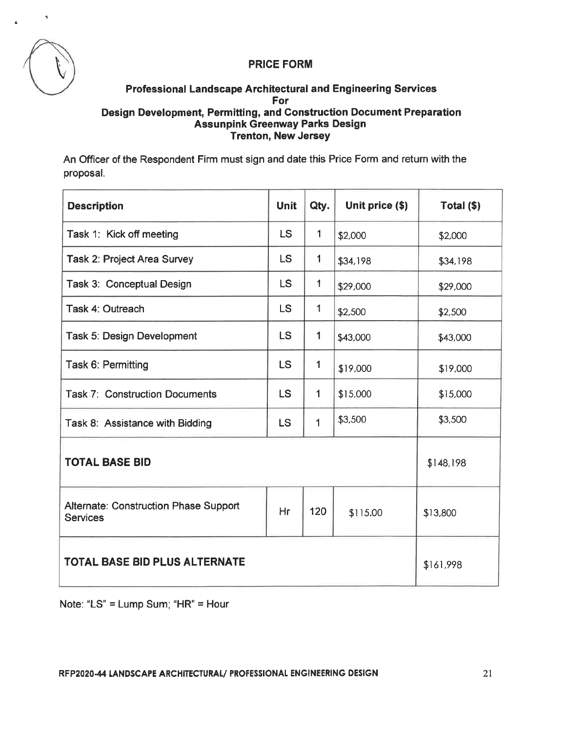## PRICE FORM

### Professional Landscape Architectural and Engineering Services
### For
### Design Development, Permitting, and Construction Document Preparation
### Assunpink Greenway Parks Design
### Trenton, New Jersey

An Officer of the Respondent Firm must sign and date this Price Form and return with the proposal.

| Description | Unit | Qty. | Unit price ($) | Total ($) |
|---|---|---|---|---|
| Task 1: Kick off meeting | LS | 1 | $2,000 | $2,000 |
| Task 2: Project Area Survey | LS | 1 | $34,198 | $34,198 |
| Task 3: Conceptual Design | LS | 1 | $29,000 | $29,000 |
| Task 4: Outreach | LS | 1 | $2,500 | $2,500 |
| Task 5: Design Development | LS | 1 | $43,000 | $43,000 |
| Task 6: Permitting | LS | 1 | $19,000 | $19,000 |
| Task 7: Construction Documents | LS | 1 | $15,000 | $15,000 |
| Task 8: Assistance with Bidding | LS | 1 | $3,500 | $3,500 |
| **TOTAL BASE BID** | | | | $148,198 |
| Alternate: Construction Phase Support Services | Hr | 120 | $115.00 | $13,800 |
| **TOTAL BASE BID PLUS ALTERNATE** | | | | $161,998 |

Note: "LS" = Lump Sum; "HR" = Hour

RFP2020-44 LANDSCAPE ARCHITECTURAL/ PROFESSIONAL ENGINEERING DESIGN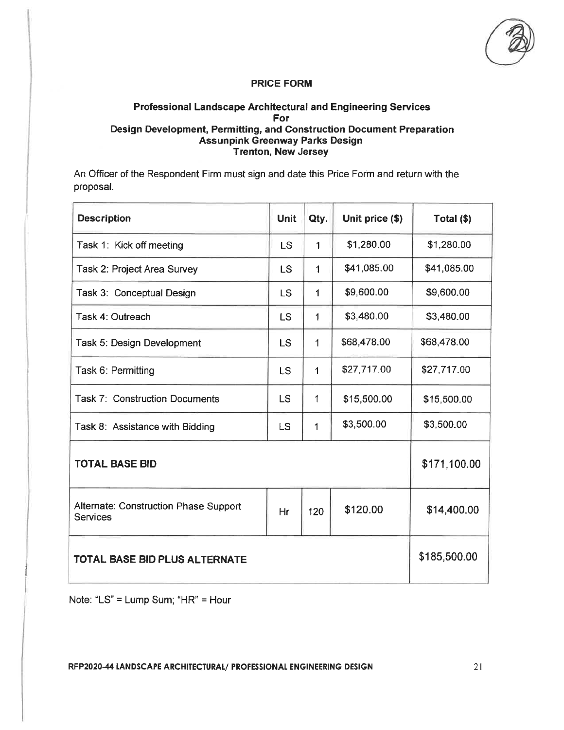## PRICE FORM

### Professional Landscape Architectural and Engineering Services
### For
### Design Development, Permitting, and Construction Document Preparation
### Assunpink Greenway Parks Design
### Trenton, New Jersey

An Officer of the Respondent Firm must sign and date this Price Form and return with the proposal.

| Description | Unit | Qty. | Unit price ($) | Total ($) |
|---|---|---|---|---|
| Task 1: Kick off meeting | LS | 1 | $1,280.00 | $1,280.00 |
| Task 2: Project Area Survey | LS | 1 | $41,085.00 | $41,085.00 |
| Task 3: Conceptual Design | LS | 1 | $9,600.00 | $9,600.00 |
| Task 4: Outreach | LS | 1 | $3,480.00 | $3,480.00 |
| Task 5: Design Development | LS | 1 | $68,478.00 | $68,478.00 |
| Task 6: Permitting | LS | 1 | $27,717.00 | $27,717.00 |
| Task 7: Construction Documents | LS | 1 | $15,500.00 | $15,500.00 |
| Task 8: Assistance with Bidding | LS | 1 | $3,500.00 | $3,500.00 |
| **TOTAL BASE BID** | | | | $171,100.00 |
| Alternate: Construction Phase Support Services | Hr | 120 | $120.00 | $14,400.00 |
| **TOTAL BASE BID PLUS ALTERNATE** | | | | $185,500.00 |

Note: "LS" = Lump Sum; "HR" = Hour

RFP2020-44 LANDSCAPE ARCHITECTURAL/ PROFESSIONAL ENGINEERING DESIGN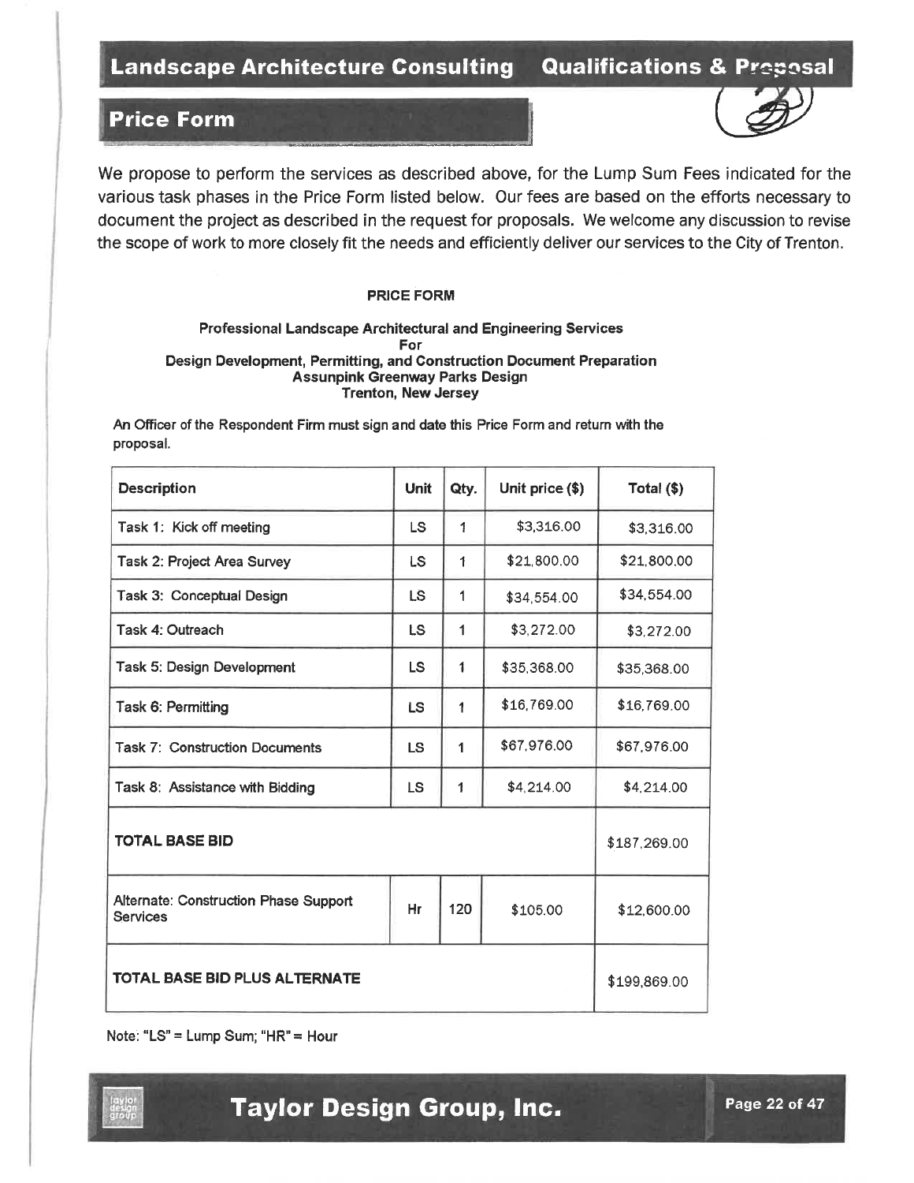## Price Form

We propose to perform the services as described above, for the Lump Sum Fees indicated for the various task phases in the Price Form listed below. Our fees are based on the efforts necessary to document the project as described in the request for proposals. We welcome any discussion to revise the scope of work to more closely fit the needs and efficiently deliver our services to the City of Trenton.

**PRICE FORM**

**Professional Landscape Architectural and Engineering Services**
**For**
**Design Development, Permitting, and Construction Document Preparation**
**Assunpink Greenway Parks Design**
**Trenton, New Jersey**

An Officer of the Respondent Firm must sign and date this Price Form and return with the proposal.

| Description | Unit | Qty. | Unit price ($) | Total ($) |
|---|---|---|---|---|
| Task 1: Kick off meeting | LS | 1 | $3,316.00 | $3,316.00 |
| Task 2: Project Area Survey | LS | 1 | $21,800.00 | $21,800.00 |
| Task 3: Conceptual Design | LS | 1 | $34,554.00 | $34,554.00 |
| Task 4: Outreach | LS | 1 | $3,272.00 | $3,272.00 |
| Task 5: Design Development | LS | 1 | $35,368.00 | $35,368.00 |
| Task 6: Permitting | LS | 1 | $16,769.00 | $16,769.00 |
| Task 7: Construction Documents | LS | 1 | $67,976.00 | $67,976.00 |
| Task 8: Assistance with Bidding | LS | 1 | $4,214.00 | $4,214.00 |
| **TOTAL BASE BID** | | | | $187,269.00 |
| Alternate: Construction Phase Support Services | Hr | 120 | $105.00 | $12,600.00 |
| **TOTAL BASE BID PLUS ALTERNATE** | | | | $199,869.00 |

Note: "LS" = Lump Sum; "HR" = Hour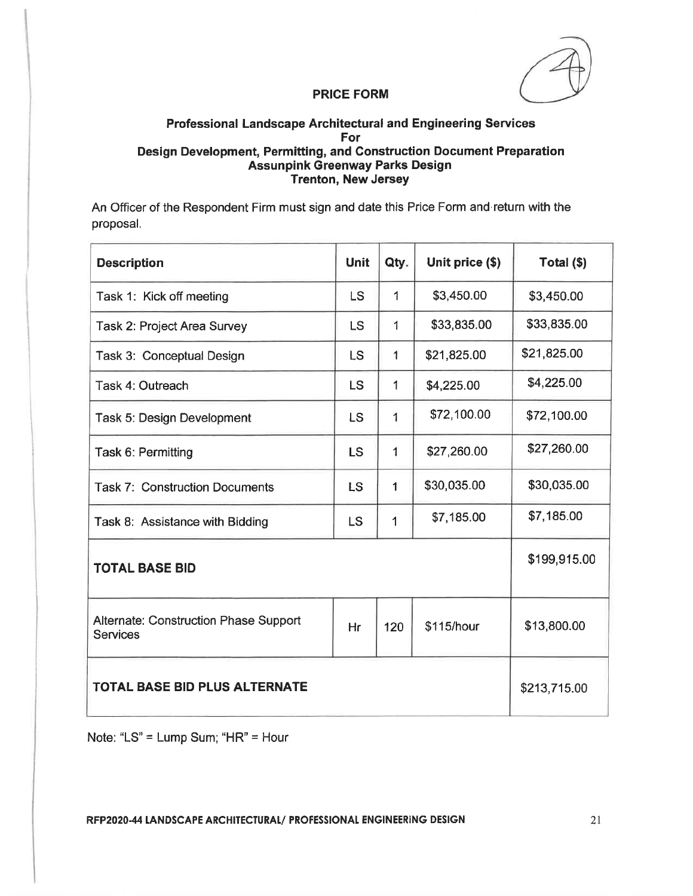## PRICE FORM

### Professional Landscape Architectural and Engineering Services
### For
### Design Development, Permitting, and Construction Document Preparation
### Assunpink Greenway Parks Design
### Trenton, New Jersey

An Officer of the Respondent Firm must sign and date this Price Form and return with the proposal.

| Description | Unit | Qty. | Unit price ($) | Total ($) |
|---|---|---|---|---|
| Task 1: Kick off meeting | LS | 1 | $3,450.00 | $3,450.00 |
| Task 2: Project Area Survey | LS | 1 | $33,835.00 | $33,835.00 |
| Task 3: Conceptual Design | LS | 1 | $21,825.00 | $21,825.00 |
| Task 4: Outreach | LS | 1 | $4,225.00 | $4,225.00 |
| Task 5: Design Development | LS | 1 | $72,100.00 | $72,100.00 |
| Task 6: Permitting | LS | 1 | $27,260.00 | $27,260.00 |
| Task 7: Construction Documents | LS | 1 | $30,035.00 | $30,035.00 |
| Task 8: Assistance with Bidding | LS | 1 | $7,185.00 | $7,185.00 |
| **TOTAL BASE BID** | | | | $199,915.00 |
| Alternate: Construction Phase Support Services | Hr | 120 | $115/hour | $13,800.00 |
| **TOTAL BASE BID PLUS ALTERNATE** | | | | $213,715.00 |

Note: "LS" = Lump Sum; "HR" = Hour

RFP2020-44 LANDSCAPE ARCHITECTURAL/ PROFESSIONAL ENGINEERING DESIGN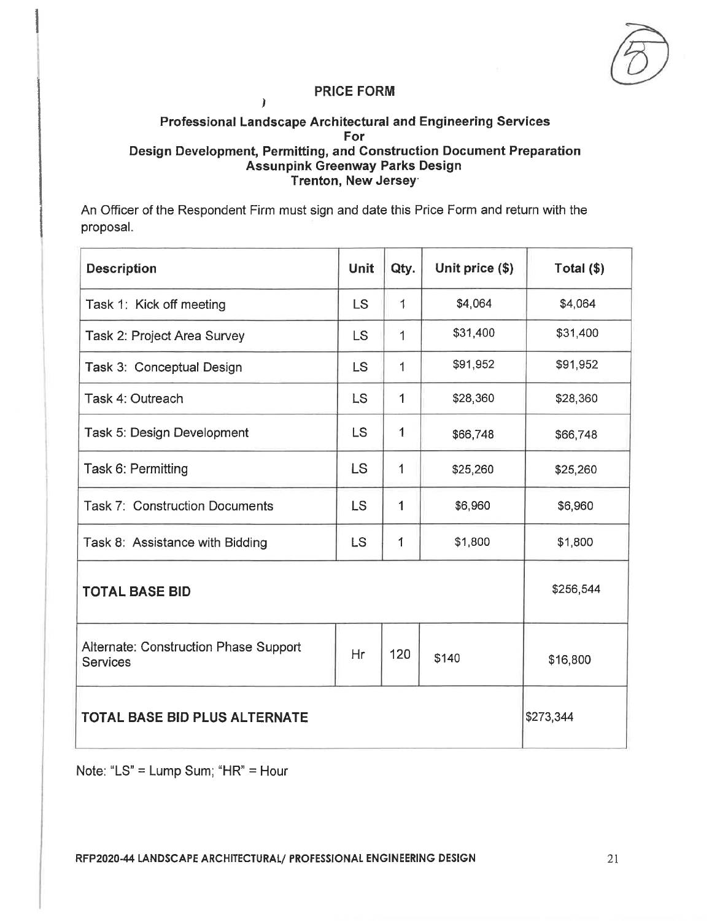## PRICE FORM

### Professional Landscape Architectural and Engineering Services For Design Development, Permitting, and Construction Document Preparation Assunpink Greenway Parks Design Trenton, New Jersey

An Officer of the Respondent Firm must sign and date this Price Form and return with the proposal.

| Description | Unit | Qty. | Unit price ($) | Total ($) |
|---|---|---|---|---|
| Task 1: Kick off meeting | LS | 1 | $4,064 | $4,064 |
| Task 2: Project Area Survey | LS | 1 | $31,400 | $31,400 |
| Task 3: Conceptual Design | LS | 1 | $91,952 | $91,952 |
| Task 4: Outreach | LS | 1 | $28,360 | $28,360 |
| Task 5: Design Development | LS | 1 | $66,748 | $66,748 |
| Task 6: Permitting | LS | 1 | $25,260 | $25,260 |
| Task 7: Construction Documents | LS | 1 | $6,960 | $6,960 |
| Task 8: Assistance with Bidding | LS | 1 | $1,800 | $1,800 |
| **TOTAL BASE BID** | | | | $256,544 |
| Alternate: Construction Phase Support Services | Hr | 120 | $140 | $16,800 |
| **TOTAL BASE BID PLUS ALTERNATE** | | | | $273,344 |

Note: "LS" = Lump Sum; "HR" = Hour

RFP2020-44 LANDSCAPE ARCHITECTURAL/ PROFESSIONAL ENGINEERING DESIGN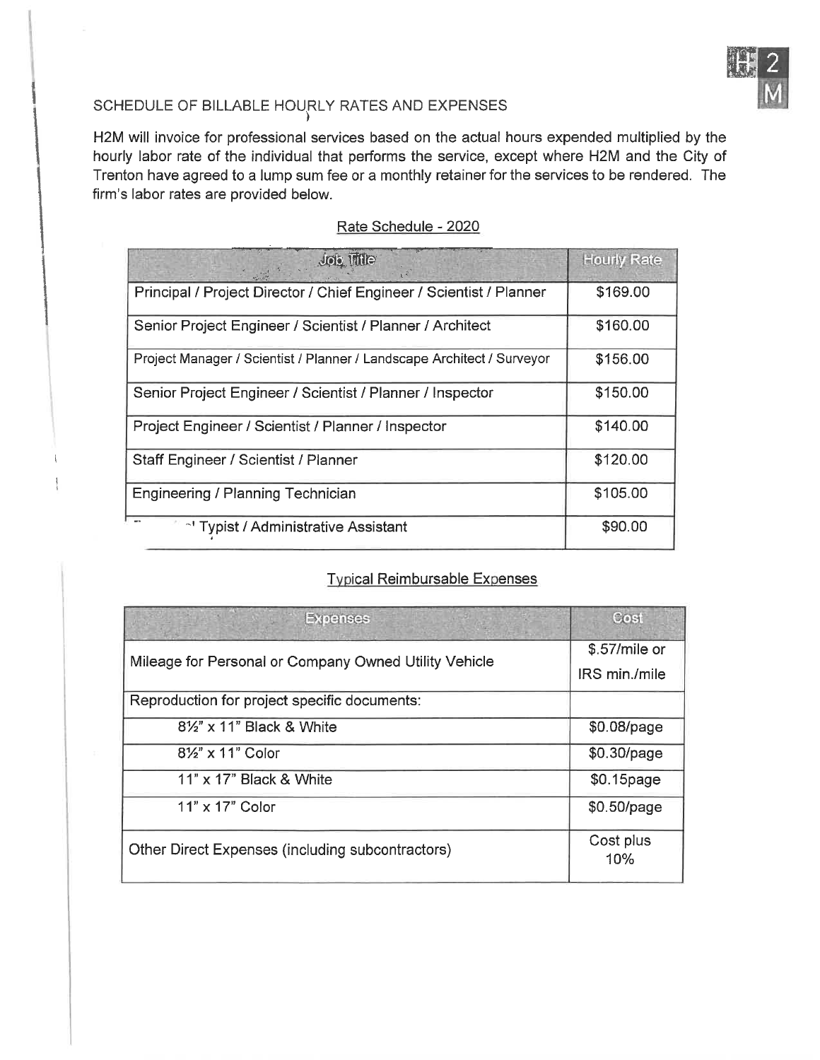## SCHEDULE OF BILLABLE HOURLY RATES AND EXPENSES

H2M will invoice for professional services based on the actual hours expended multiplied by the hourly labor rate of the individual that performs the service, except where H2M and the City of Trenton have agreed to a lump sum fee or a monthly retainer for the services to be rendered. The firm's labor rates are provided below.

### Rate Schedule - 2020

| Job Title | Hourly Rate |
|---|---|
| Principal / Project Director / Chief Engineer / Scientist / Planner | $169.00 |
| Senior Project Engineer / Scientist / Planner / Architect | $160.00 |
| Project Manager / Scientist / Planner / Landscape Architect / Surveyor | $156.00 |
| Senior Project Engineer / Scientist / Planner / Inspector | $150.00 |
| Project Engineer / Scientist / Planner / Inspector | $140.00 |
| Staff Engineer / Scientist / Planner | $120.00 |
| Engineering / Planning Technician | $105.00 |
| ~' Typist / Administrative Assistant | $90.00 |

### Typical Reimbursable Expenses

| Expenses | Cost |
|---|---|
| Mileage for Personal or Company Owned Utility Vehicle | $.57/mile or IRS min./mile |
| Reproduction for project specific documents: | |
| 8½" x 11" Black & White | $0.08/page |
| 8½" x 11" Color | $0.30/page |
| 11" x 17" Black & White | $0.15page |
| 11" x 17" Color | $0.50/page |
| Other Direct Expenses (including subcontractors) | Cost plus 10% |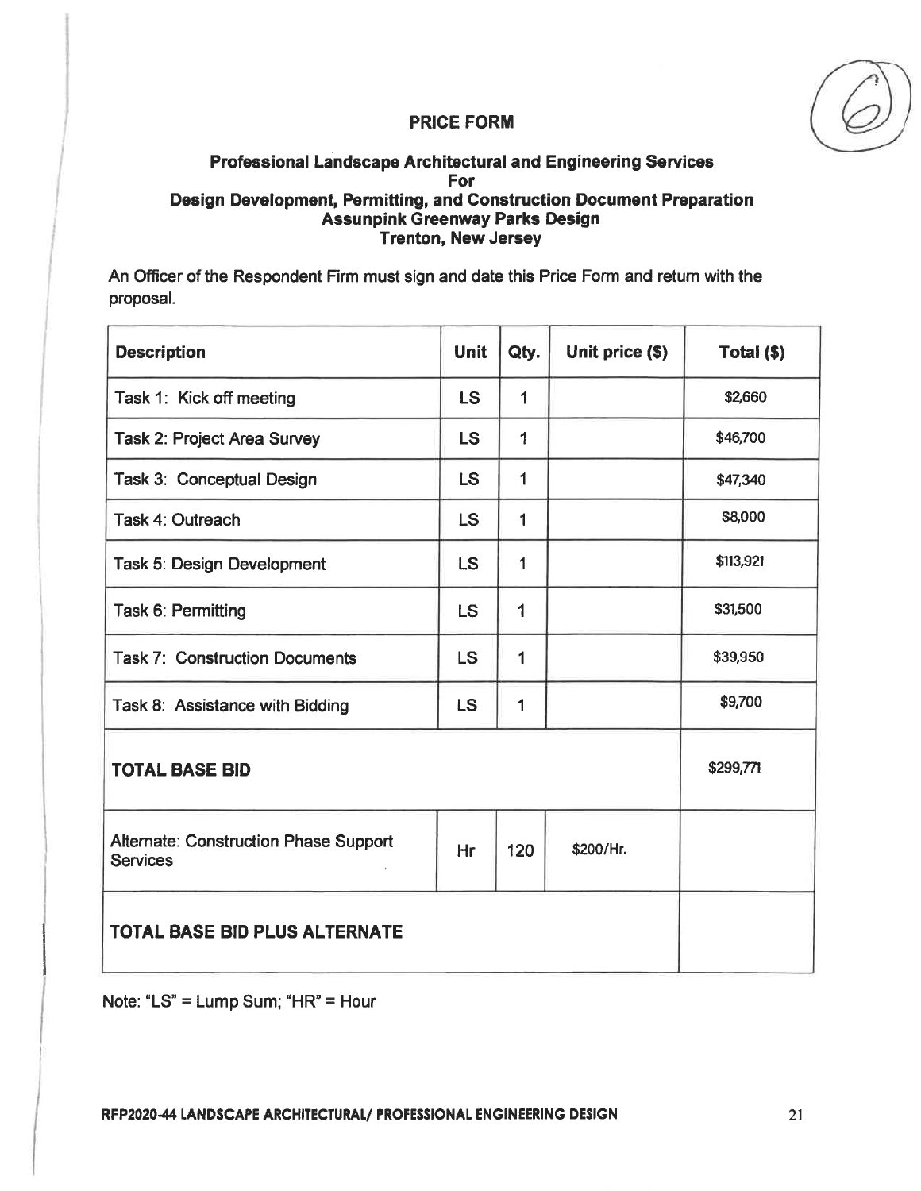## PRICE FORM

### Professional Landscape Architectural and Engineering Services
### For
### Design Development, Permitting, and Construction Document Preparation
### Assunpink Greenway Parks Design
### Trenton, New Jersey

An Officer of the Respondent Firm must sign and date this Price Form and return with the proposal.

| Description | Unit | Qty. | Unit price ($) | Total ($) |
|---|---|---|---|---|
| Task 1: Kick off meeting | LS | 1 | | $2,660 |
| Task 2: Project Area Survey | LS | 1 | | $46,700 |
| Task 3: Conceptual Design | LS | 1 | | $47,340 |
| Task 4: Outreach | LS | 1 | | $8,000 |
| Task 5: Design Development | LS | 1 | | $113,921 |
| Task 6: Permitting | LS | 1 | | $31,500 |
| Task 7: Construction Documents | LS | 1 | | $39,950 |
| Task 8: Assistance with Bidding | LS | 1 | | $9,700 |
| **TOTAL BASE BID** | | | | $299,771 |
| Alternate: Construction Phase Support Services | Hr | 120 | $200/Hr. | |
| **TOTAL BASE BID PLUS ALTERNATE** | | | | |

Note: "LS" = Lump Sum; "HR" = Hour

RFP2020-44 LANDSCAPE ARCHITECTURAL/ PROFESSIONAL ENGINEERING DESIGN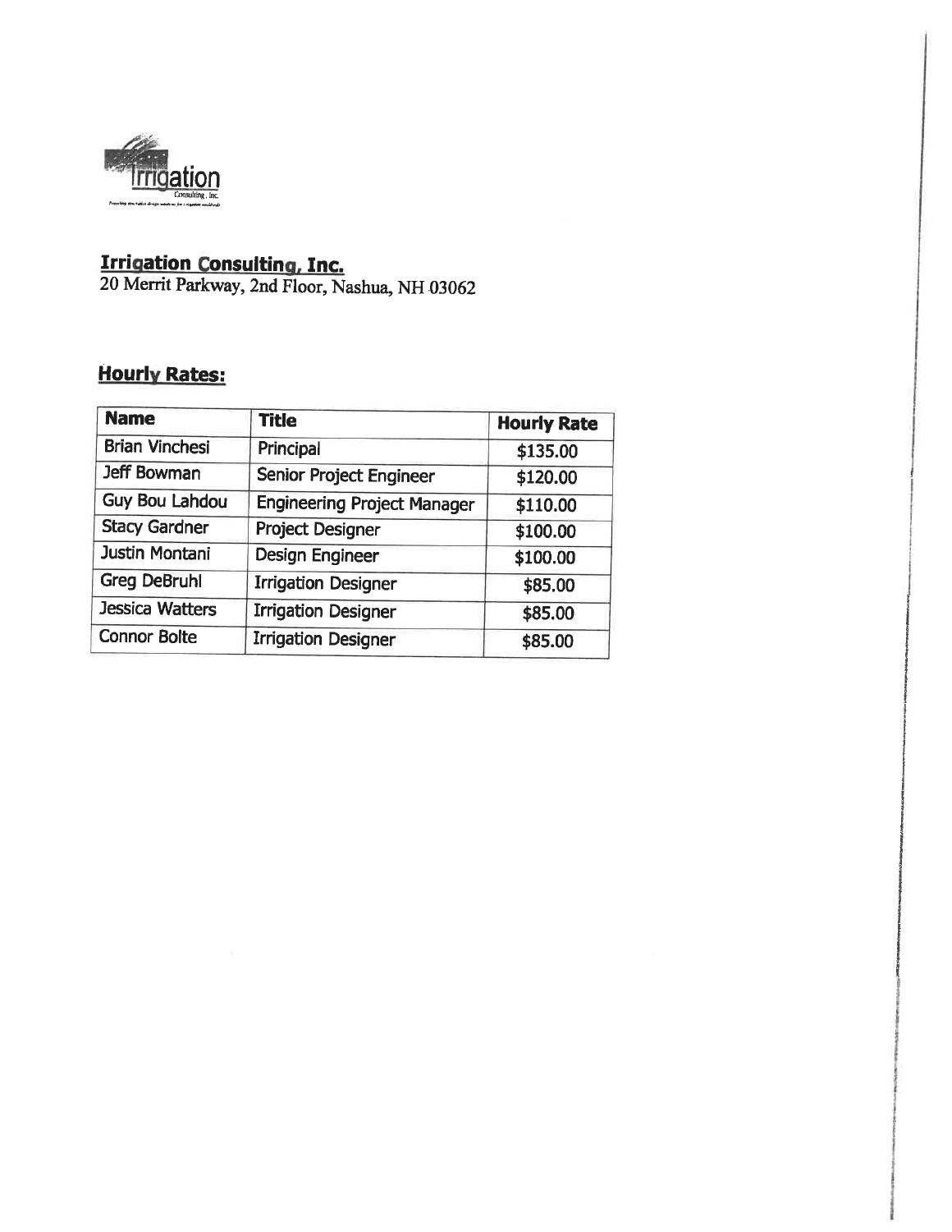**Irrigation Consulting, Inc.**
20 Merrit Parkway, 2nd Floor, Nashua, NH 03062

**Hourly Rates:**

| Name | Title | Hourly Rate |
|---|---|---|
| Brian Vinchesi | Principal | $135.00 |
| Jeff Bowman | Senior Project Engineer | $120.00 |
| Guy Bou Lahdou | Engineering Project Manager | $110.00 |
| Stacy Gardner | Project Designer | $100.00 |
| Justin Montani | Design Engineer | $100.00 |
| Greg DeBruhl | Irrigation Designer | $85.00 |
| Jessica Watters | Irrigation Designer | $85.00 |
| Connor Bolte | Irrigation Designer | $85.00 |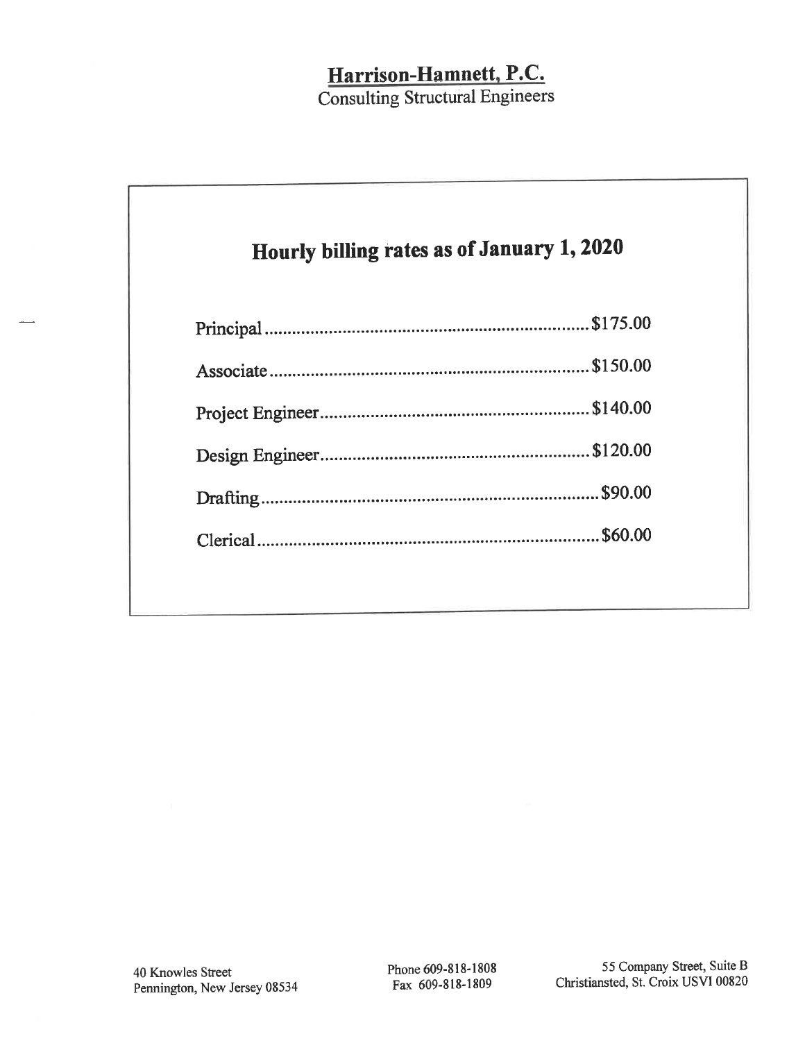# Harrison-Hamnett, P.C.

Consulting Structural Engineers

## Hourly billing rates as of January 1, 2020

| Position | Rate |
|---|---|
| Principal | $175.00 |
| Associate | $150.00 |
| Project Engineer | $140.00 |
| Design Engineer | $120.00 |
| Drafting | $90.00 |
| Clerical | $60.00 |

40 Knowles Street
Pennington, New Jersey 08534

Phone 609-818-1808
Fax 609-818-1809

55 Company Street, Suite B
Christiansted, St. Croix USVI 00820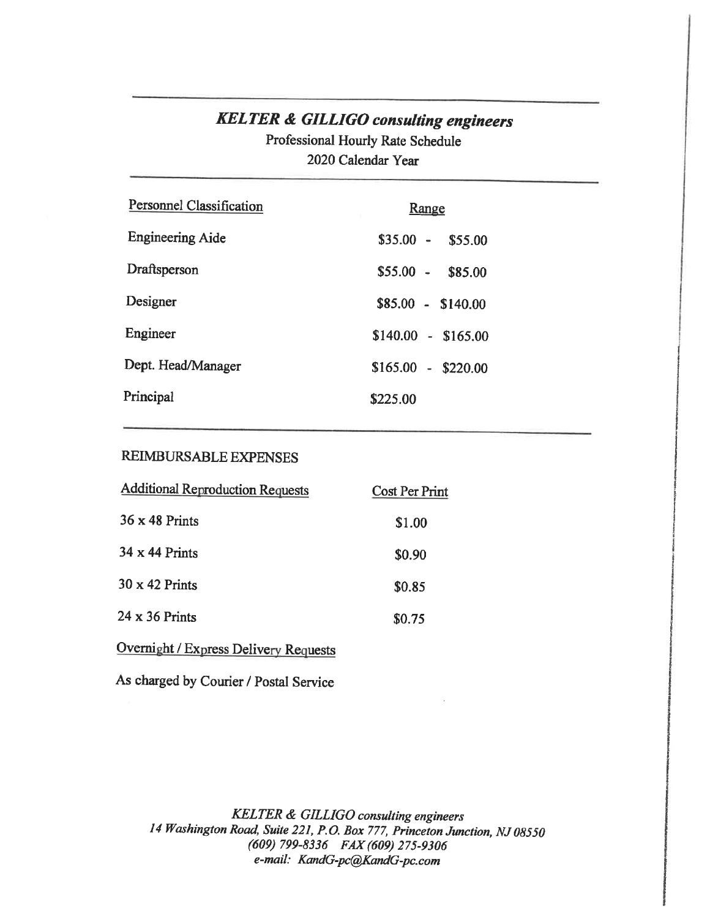## *KELTER & GILLIGO consulting engineers*

Professional Hourly Rate Schedule

2020 Calendar Year

| Personnel Classification | Range |
|---|---|
| Engineering Aide | \$35.00 - \$55.00 |
| Draftsperson | \$55.00 - \$85.00 |
| Designer | \$85.00 - \$140.00 |
| Engineer | \$140.00 - \$165.00 |
| Dept. Head/Manager | \$165.00 - \$220.00 |
| Principal | \$225.00 |

### REIMBURSABLE EXPENSES

| Additional Reproduction Requests | Cost Per Print |
|---|---|
| 36 x 48 Prints | \$1.00 |
| 34 x 44 Prints | \$0.90 |
| 30 x 42 Prints | \$0.85 |
| 24 x 36 Prints | \$0.75 |

Overnight / Express Delivery Requests

As charged by Courier / Postal Service

*KELTER & GILLIGO consulting engineers*
*14 Washington Road, Suite 221, P.O. Box 777, Princeton Junction, NJ 08550*
*(609) 799-8336 FAX (609) 275-9306*
*e-mail: KandG-pc@KandG-pc.com*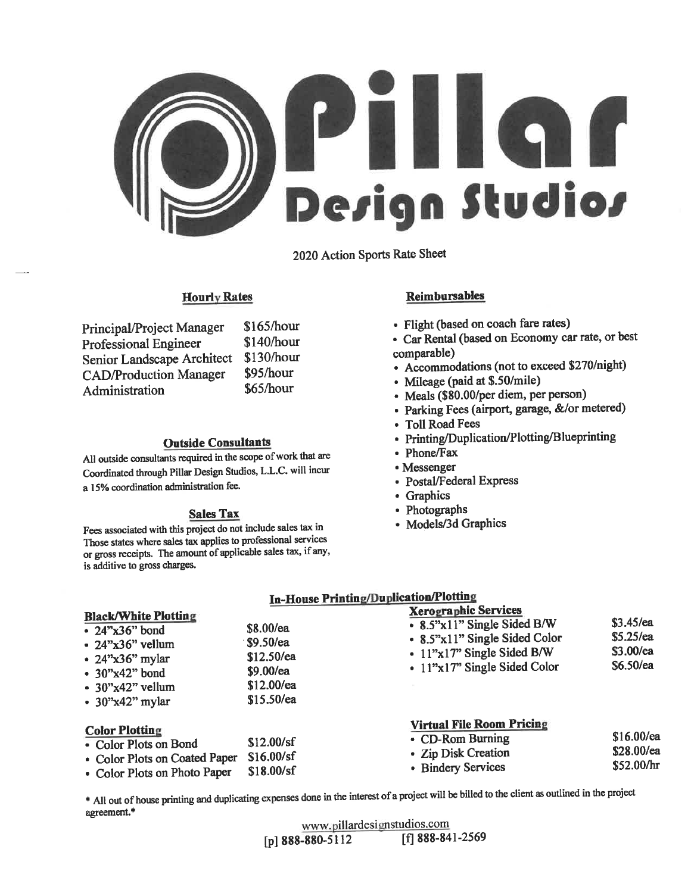# Pillar Design Studios

2020 Action Sports Rate Sheet

## Hourly Rates

| | |
|---|---|
| Principal/Project Manager | $165/hour |
| Professional Engineer | $140/hour |
| Senior Landscape Architect | $130/hour |
| CAD/Production Manager | $95/hour |
| Administration | $65/hour |

## Outside Consultants

All outside consultants required in the scope of work that are Coordinated through Pillar Design Studios, L.L.C. will incur a 15% coordination administration fee.

## Sales Tax

Fees associated with this project do not include sales tax in Those states where sales tax applies to professional services or gross receipts. The amount of applicable sales tax, if any, is additive to gross charges.

## Reimbursables

- Flight (based on coach fare rates)
- Car Rental (based on Economy car rate, or best comparable)
- Accommodations (not to exceed $270/night)
- Mileage (paid at $.50/mile)
- Meals ($80.00/per diem, per person)
- Parking Fees (airport, garage, &/or metered)
- Toll Road Fees
- Printing/Duplication/Plotting/Blueprinting
- Phone/Fax
- Messenger
- Postal/Federal Express
- Graphics
- Photographs
- Models/3d Graphics

## In-House Printing/Duplication/Plotting

### Black/White Plotting

| | |
|---|---|
| 24"x36" bond | $8.00/ea |
| 24"x36" vellum | $9.50/ea |
| 24"x36" mylar | $12.50/ea |
| 30"x42" bond | $9.00/ea |
| 30"x42" vellum | $12.00/ea |
| 30"x42" mylar | $15.50/ea |

### Color Plotting

| | |
|---|---|
| Color Plots on Bond | $12.00/sf |
| Color Plots on Coated Paper | $16.00/sf |
| Color Plots on Photo Paper | $18.00/sf |

### Xerographic Services

| | |
|---|---|
| 8.5"x11" Single Sided B/W | $3.45/ea |
| 8.5"x11" Single Sided Color | $5.25/ea |
| 11"x17" Single Sided B/W | $3.00/ea |
| 11"x17" Single Sided Color | $6.50/ea |

### Virtual File Room Pricing

| | |
|---|---|
| CD-Rom Burning | $16.00/ea |
| Zip Disk Creation | $28.00/ea |
| Bindery Services | $52.00/hr |

\* All out of house printing and duplicating expenses done in the interest of a project will be billed to the client as outlined in the project agreement.\*

www.pillardesignstudios.com
[p] 888-880-5112 [f] 888-841-2569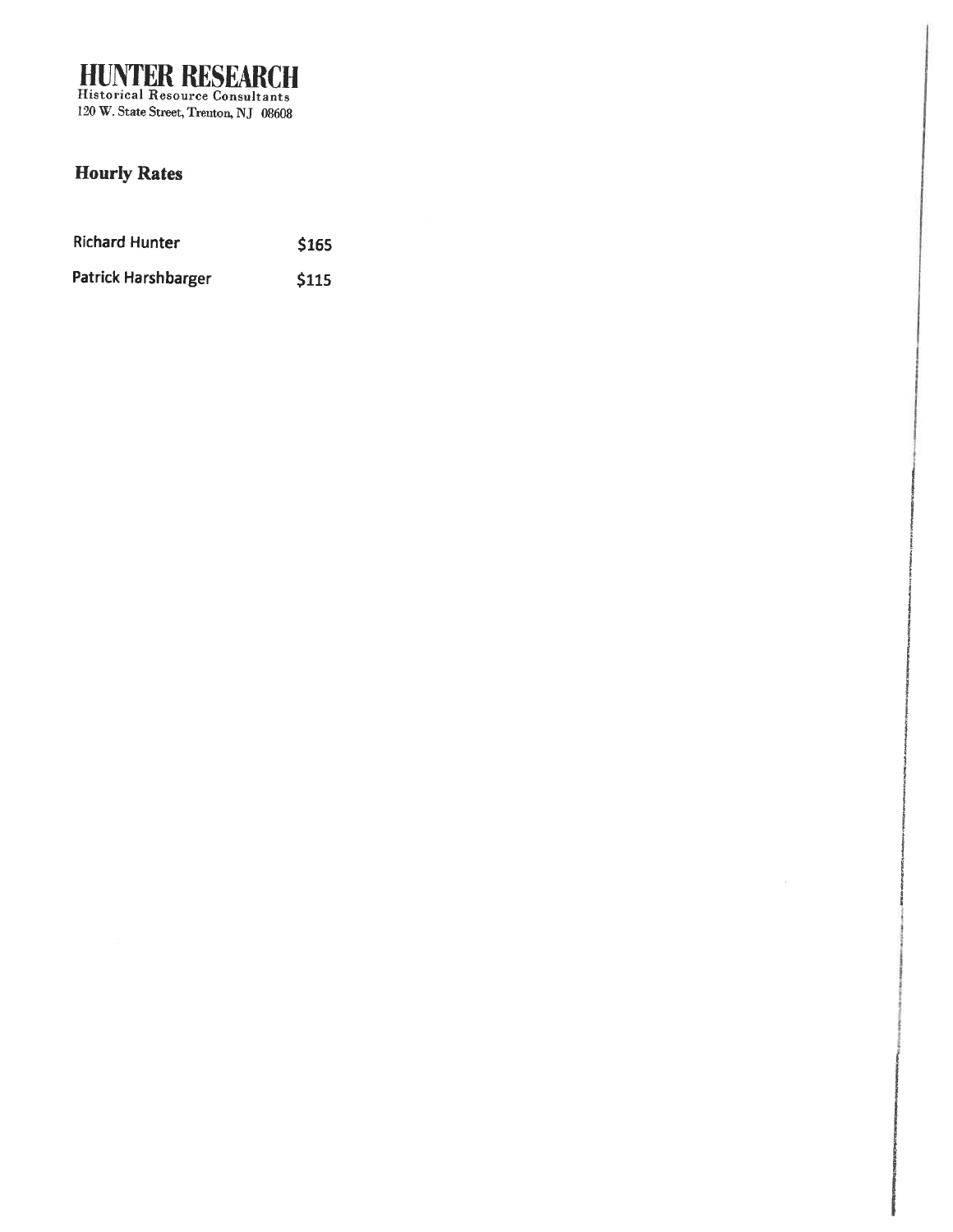# HUNTER RESEARCH

Historical Resource Consultants
120 W. State Street, Trenton, NJ 08608

## Hourly Rates

| | |
|---|---|
| **Richard Hunter** | **$165** |
| **Patrick Harshbarger** | **$115** |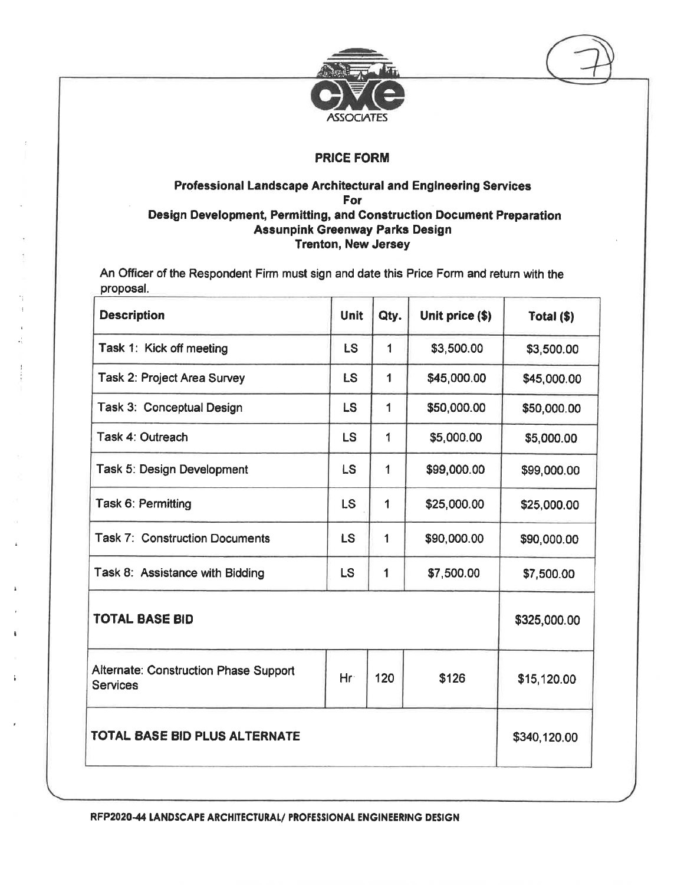CME ASSOCIATES

## PRICE FORM

### Professional Landscape Architectural and Engineering Services For Design Development, Permitting, and Construction Document Preparation Assunpink Greenway Parks Design Trenton, New Jersey

An Officer of the Respondent Firm must sign and date this Price Form and return with the proposal.

| Description | Unit | Qty. | Unit price ($) | Total ($) |
|---|---|---|---|---|
| Task 1: Kick off meeting | LS | 1 | $3,500.00 | $3,500.00 |
| Task 2: Project Area Survey | LS | 1 | $45,000.00 | $45,000.00 |
| Task 3: Conceptual Design | LS | 1 | $50,000.00 | $50,000.00 |
| Task 4: Outreach | LS | 1 | $5,000.00 | $5,000.00 |
| Task 5: Design Development | LS | 1 | $99,000.00 | $99,000.00 |
| Task 6: Permitting | LS | 1 | $25,000.00 | $25,000.00 |
| Task 7: Construction Documents | LS | 1 | $90,000.00 | $90,000.00 |
| Task 8: Assistance with Bidding | LS | 1 | $7,500.00 | $7,500.00 |
| **TOTAL BASE BID** | | | | $325,000.00 |
| Alternate: Construction Phase Support Services | Hr | 120 | $126 | $15,120.00 |
| **TOTAL BASE BID PLUS ALTERNATE** | | | | $340,120.00 |

RFP2020-44 LANDSCAPE ARCHITECTURAL/ PROFESSIONAL ENGINEERING DESIGN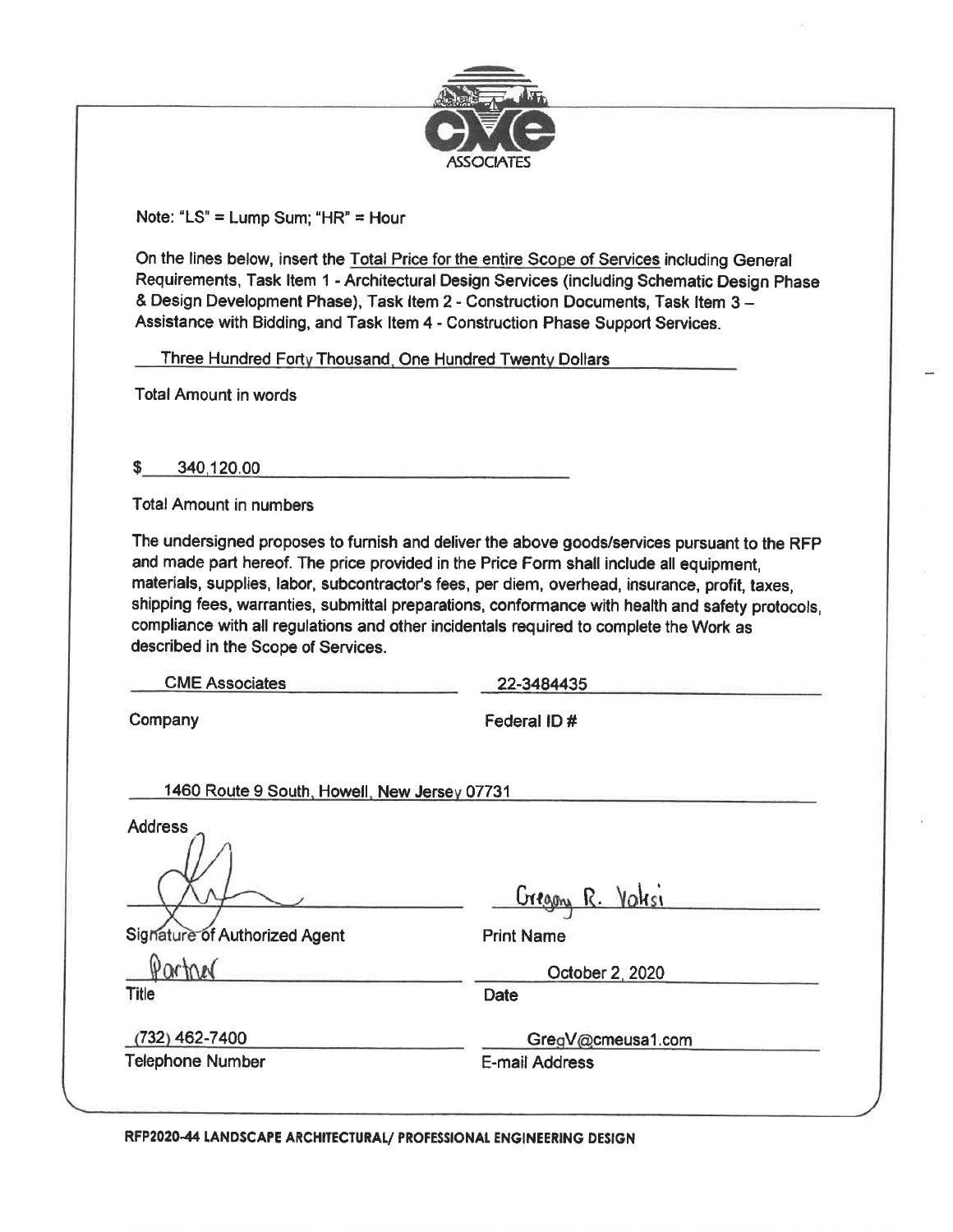CME ASSOCIATES

Note: "LS" = Lump Sum; "HR" = Hour

On the lines below, insert the Total Price for the entire Scope of Services including General Requirements, Task Item 1 - Architectural Design Services (including Schematic Design Phase & Design Development Phase), Task Item 2 - Construction Documents, Task Item 3 – Assistance with Bidding, and Task Item 4 - Construction Phase Support Services.

Three Hundred Forty Thousand, One Hundred Twenty Dollars

Total Amount in words

$ 340,120.00

Total Amount in numbers

The undersigned proposes to furnish and deliver the above goods/services pursuant to the RFP and made part hereof. The price provided in the Price Form shall include all equipment, materials, supplies, labor, subcontractor's fees, per diem, overhead, insurance, profit, taxes, shipping fees, warranties, submittal preparations, conformance with health and safety protocols, compliance with all regulations and other incidentals required to complete the Work as described in the Scope of Services.

| | |
|---|---|
| CME Associates | 22-3484435 |
| Company | Federal ID # |

1460 Route 9 South, Howell, New Jersey 07731

Address

| | |
|---|---|
| *(signature)* | Gregory R. Valesi |
| Signature of Authorized Agent | Print Name |
| Partner | October 2, 2020 |
| Title | Date |
| (732) 462-7400 | GregV@cmeusa1.com |
| Telephone Number | E-mail Address |

**RFP2020-44 LANDSCAPE ARCHITECTURAL/ PROFESSIONAL ENGINEERING DESIGN**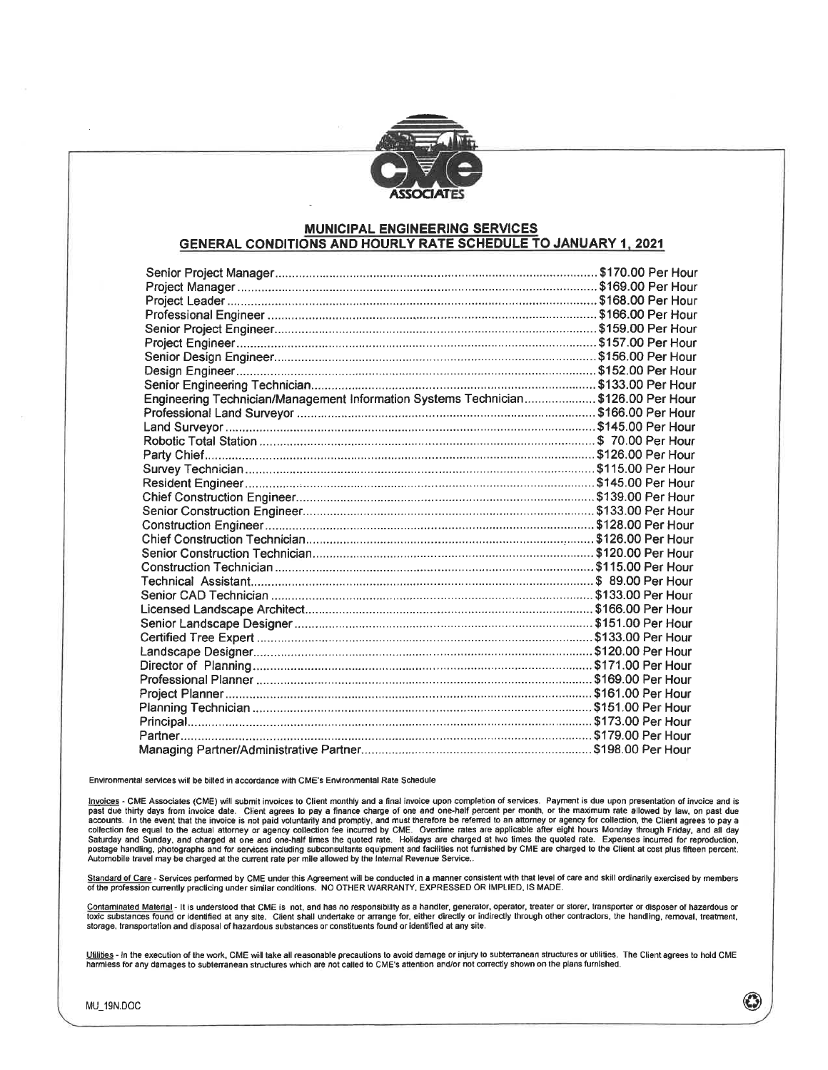## MUNICIPAL ENGINEERING SERVICES
## GENERAL CONDITIONS AND HOURLY RATE SCHEDULE TO JANUARY 1, 2021

| Position | Rate |
|---|---|
| Senior Project Manager | $170.00 Per Hour |
| Project Manager | $169.00 Per Hour |
| Project Leader | $168.00 Per Hour |
| Professional Engineer | $166.00 Per Hour |
| Senior Project Engineer | $159.00 Per Hour |
| Project Engineer | $157.00 Per Hour |
| Senior Design Engineer | $156.00 Per Hour |
| Design Engineer | $152.00 Per Hour |
| Senior Engineering Technician | $133.00 Per Hour |
| Engineering Technician/Management Information Systems Technician | $126.00 Per Hour |
| Professional Land Surveyor | $166.00 Per Hour |
| Land Surveyor | $145.00 Per Hour |
| Robotic Total Station | $ 70.00 Per Hour |
| Party Chief | $126.00 Per Hour |
| Survey Technician | $115.00 Per Hour |
| Resident Engineer | $145.00 Per Hour |
| Chief Construction Engineer | $139.00 Per Hour |
| Senior Construction Engineer | $133.00 Per Hour |
| Construction Engineer | $128.00 Per Hour |
| Chief Construction Technician | $126.00 Per Hour |
| Senior Construction Technician | $120.00 Per Hour |
| Construction Technician | $115.00 Per Hour |
| Technical Assistant | $ 89.00 Per Hour |
| Senior CAD Technician | $133.00 Per Hour |
| Licensed Landscape Architect | $166.00 Per Hour |
| Senior Landscape Designer | $151.00 Per Hour |
| Certified Tree Expert | $133.00 Per Hour |
| Landscape Designer | $120.00 Per Hour |
| Director of Planning | $171.00 Per Hour |
| Professional Planner | $169.00 Per Hour |
| Project Planner | $161.00 Per Hour |
| Planning Technician | $151.00 Per Hour |
| Principal | $173.00 Per Hour |
| Partner | $179.00 Per Hour |
| Managing Partner/Administrative Partner | $198.00 Per Hour |

Environmental services will be billed in accordance with CME's Environmental Rate Schedule

Invoices - CME Associates (CME) will submit invoices to Client monthly and a final invoice upon completion of services. Payment is due upon presentation of invoice and is past due thirty days from invoice date. Client agrees to pay a finance charge of one and one-half percent per month, or the maximum rate allowed by law, on past due accounts. In the event that the invoice is not paid voluntarily and promptly, and must therefore be referred to an attorney or agency for collection, the Client agrees to pay a collection fee equal to the actual attorney or agency collection fee incurred by CME. Overtime rates are applicable after eight hours Monday through Friday, and all day Saturday and Sunday, and charged at one and one-half times the quoted rate. Holidays are charged at two times the quoted rate. Expenses incurred for reproduction, postage handling, photographs and for services including subconsultants equipment and facilities not furnished by CME are charged to the Client at cost plus fifteen percent. Automobile travel may be charged at the current rate per mile allowed by the Internal Revenue Service..

Standard of Care - Services performed by CME under this Agreement will be conducted in a manner consistent with that level of care and skill ordinarily exercised by members of the profession currently practicing under similar conditions. NO OTHER WARRANTY, EXPRESSED OR IMPLIED, IS MADE.

Contaminated Material - It is understood that CME is not, and has no responsibility as a handler, generator, operator, treater or storer, transporter or disposer of hazardous or toxic substances found or identified at any site. Client shall undertake or arrange for, either directly or indirectly through other contractors, the handling, removal, treatment, storage, transportation and disposal of hazardous substances or constituents found or identified at any site.

Utilities - In the execution of the work, CME will take all reasonable precautions to avoid damage or injury to subterranean structures or utilities. The Client agrees to hold CME harmless for any damages to subterranean structures which are not called to CME's attention and/or not correctly shown on the plans furnished.

MU_19N.DOC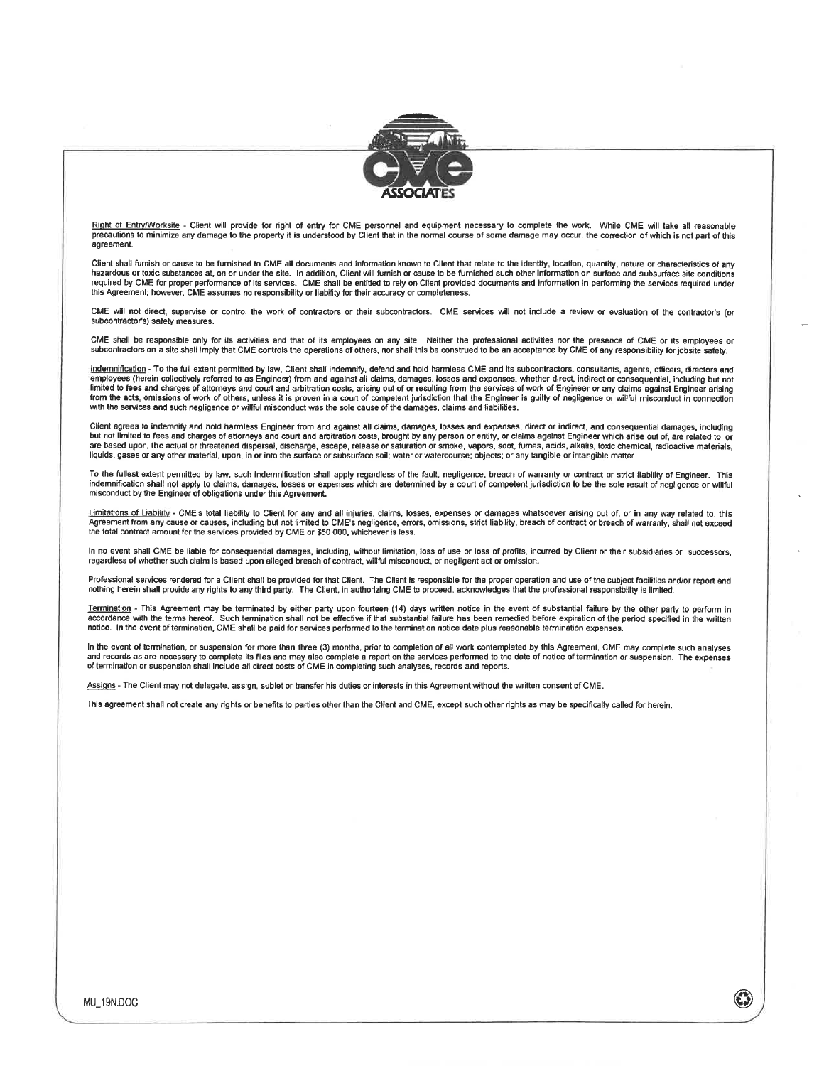Right of Entry/Worksite - Client will provide for right of entry for CME personnel and equipment necessary to complete the work. While CME will take all reasonable precautions to minimize any damage to the property it is understood by Client that in the normal course of some damage may occur, the correction of which is not part of this agreement.

Client shall furnish or cause to be furnished to CME all documents and information known to Client that relate to the identity, location, quantity, nature or characteristics of any hazardous or toxic substances at, on or under the site. In addition, Client will furnish or cause to be furnished such other information on surface and subsurface site conditions required by CME for proper performance of its services. CME shall be entitled to rely on Client provided documents and information in performing the services required under this Agreement; however, CME assumes no responsibility or liability for their accuracy or completeness.

CME will not direct, supervise or control the work of contractors or their subcontractors. CME services will not include a review or evaluation of the contractor's (or subcontractor's) safety measures.

CME shall be responsible only for its activities and that of its employees on any site. Neither the professional activities nor the presence of CME or its employees or subcontractors on a site shall imply that CME controls the operations of others, nor shall this be construed to be an acceptance by CME of any responsibility for jobsite safety.

Indemnification - To the full extent permitted by law, Client shall indemnify, defend and hold harmless CME and its subcontractors, consultants, agents, officers, directors and employees (herein collectively referred to as Engineer) from and against all claims, damages, losses and expenses, whether direct, indirect or consequential, including but not limited to fees and charges of attorneys and court and arbitration costs, arising out of or resulting from the services of work of Engineer or any claims against Engineer arising from the acts, omissions of work of others, unless it is proven in a court of competent jurisdiction that the Engineer is guilty of negligence or willful misconduct in connection with the services and such negligence or willful misconduct was the sole cause of the damages, claims and liabilities.

Client agrees to indemnify and hold harmless Engineer from and against all claims, damages, losses and expenses, direct or indirect, and consequential damages, including but not limited to fees and charges of attorneys and court and arbitration costs, brought by any person or entity, or claims against Engineer which arise out of, are related to, or are based upon, the actual or threatened dispersal, discharge, escape, release or saturation or smoke, vapors, soot, fumes, acids, alkalis, toxic chemical, radioactive materials, liquids, gases or any other material, upon, in or into the surface or subsurface soil; water or watercourse; objects; or any tangible or intangible matter.

To the fullest extent permitted by law, such indemnification shall apply regardless of the fault, negligence, breach of warranty or contract or strict liability of Engineer. This indemnification shall not apply to claims, damages, losses or expenses which are determined by a court of competent jurisdiction to be the sole result of negligence or willful misconduct by the Engineer of obligations under this Agreement.

Limitations of Liability - CME's total liability to Client for any and all injuries, claims, losses, expenses or damages whatsoever arising out of, or in any way related to, this Agreement from any cause or causes, including but not limited to CME's negligence, errors, omissions, strict liability, breach of contract or breach of warranty, shall not exceed the total contract amount for the services provided by CME or $50,000, whichever is less.

In no event shall CME be liable for consequential damages, including, without limitation, loss of use or loss of profits, incurred by Client or their subsidiaries or successors, regardless of whether such claim is based upon alleged breach of contract, willful misconduct, or negligent act or omission.

Professional services rendered for a Client shall be provided for that Client. The Client is responsible for the proper operation and use of the subject facilities and/or report and nothing herein shall provide any rights to any third party. The Client, in authorizing CME to proceed, acknowledges that the professional responsibility is limited.

Termination - This Agreement may be terminated by either party upon fourteen (14) days written notice in the event of substantial failure by the other party to perform in accordance with the terms hereof. Such termination shall not be effective if that substantial failure has been remedied before expiration of the period specified in the written notice. In the event of termination, CME shall be paid for services performed to the termination notice date plus reasonable termination expenses.

In the event of termination, or suspension for more than three (3) months, prior to completion of all work contemplated by this Agreement, CME may complete such analyses and records as are necessary to complete its files and may also complete a report on the services performed to the date of notice of termination or suspension. The expenses of termination or suspension shall include all direct costs of CME in completing such analyses, records and reports.

Assigns - The Client may not delegate, assign, sublet or transfer his duties or interests in this Agreement without the written consent of CME.

This agreement shall not create any rights or benefits to parties other than the Client and CME, except such other rights as may be specifically called for herein.

MU_19N.DOC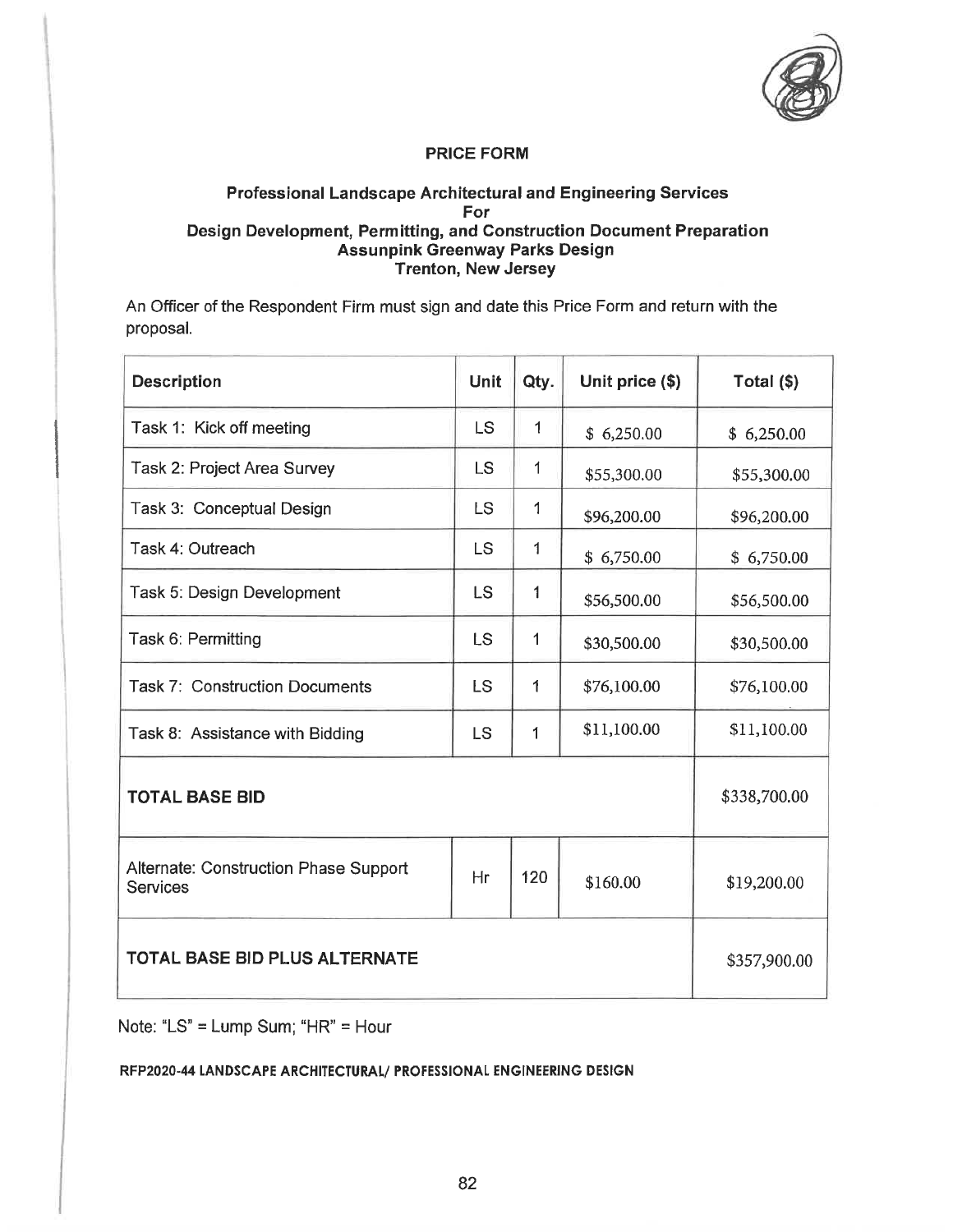## PRICE FORM

### Professional Landscape Architectural and Engineering Services For Design Development, Permitting, and Construction Document Preparation Assunpink Greenway Parks Design Trenton, New Jersey

An Officer of the Respondent Firm must sign and date this Price Form and return with the proposal.

| Description | Unit | Qty. | Unit price ($) | Total ($) |
|---|---|---|---|---|
| Task 1: Kick off meeting | LS | 1 | $ 6,250.00 | $ 6,250.00 |
| Task 2: Project Area Survey | LS | 1 | $55,300.00 | $55,300.00 |
| Task 3: Conceptual Design | LS | 1 | $96,200.00 | $96,200.00 |
| Task 4: Outreach | LS | 1 | $ 6,750.00 | $ 6,750.00 |
| Task 5: Design Development | LS | 1 | $56,500.00 | $56,500.00 |
| Task 6: Permitting | LS | 1 | $30,500.00 | $30,500.00 |
| Task 7: Construction Documents | LS | 1 | $76,100.00 | $76,100.00 |
| Task 8: Assistance with Bidding | LS | 1 | $11,100.00 | $11,100.00 |
| **TOTAL BASE BID** | | | | $338,700.00 |
| Alternate: Construction Phase Support Services | Hr | 120 | $160.00 | $19,200.00 |
| **TOTAL BASE BID PLUS ALTERNATE** | | | | $357,900.00 |

Note: "LS" = Lump Sum; "HR" = Hour

**RFP2020-44 LANDSCAPE ARCHITECTURAL/ PROFESSIONAL ENGINEERING DESIGN**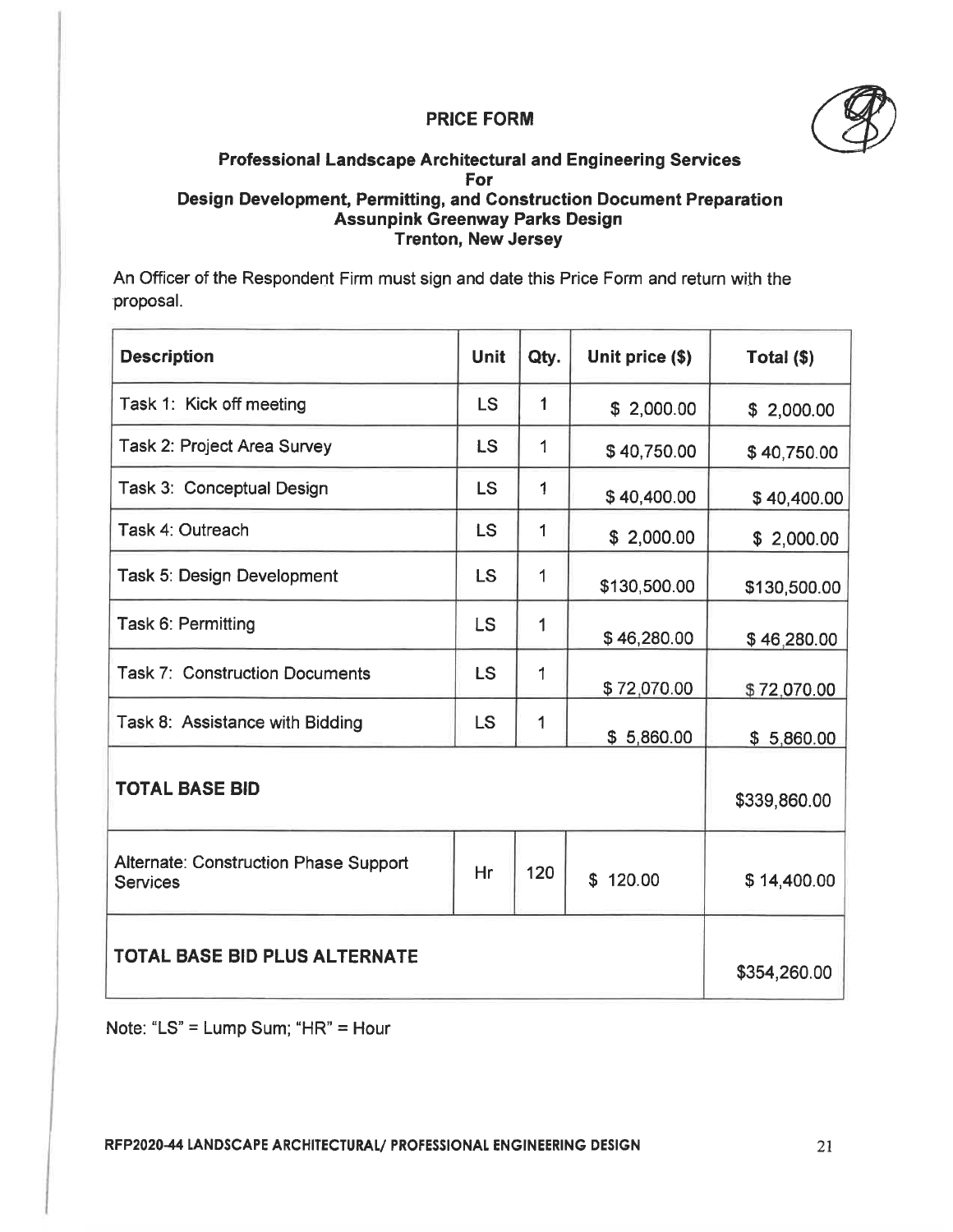# PRICE FORM

**Professional Landscape Architectural and Engineering Services**
**For**
**Design Development, Permitting, and Construction Document Preparation**
**Assunpink Greenway Parks Design**
**Trenton, New Jersey**

An Officer of the Respondent Firm must sign and date this Price Form and return with the proposal.

| Description | Unit | Qty. | Unit price ($) | Total ($) |
|---|---|---|---|---|
| Task 1: Kick off meeting | LS | 1 | $ 2,000.00 | $ 2,000.00 |
| Task 2: Project Area Survey | LS | 1 | $ 40,750.00 | $ 40,750.00 |
| Task 3: Conceptual Design | LS | 1 | $ 40,400.00 | $ 40,400.00 |
| Task 4: Outreach | LS | 1 | $ 2,000.00 | $ 2,000.00 |
| Task 5: Design Development | LS | 1 | $130,500.00 | $130,500.00 |
| Task 6: Permitting | LS | 1 | $ 46,280.00 | $ 46,280.00 |
| Task 7: Construction Documents | LS | 1 | $ 72,070.00 | $ 72,070.00 |
| Task 8: Assistance with Bidding | LS | 1 | $ 5,860.00 | $ 5,860.00 |
| **TOTAL BASE BID** | | | | $339,860.00 |
| Alternate: Construction Phase Support Services | Hr | 120 | $ 120.00 | $ 14,400.00 |
| **TOTAL BASE BID PLUS ALTERNATE** | | | | $354,260.00 |

Note: "LS" = Lump Sum; "HR" = Hour

RFP2020-44 LANDSCAPE ARCHITECTURAL/ PROFESSIONAL ENGINEERING DESIGN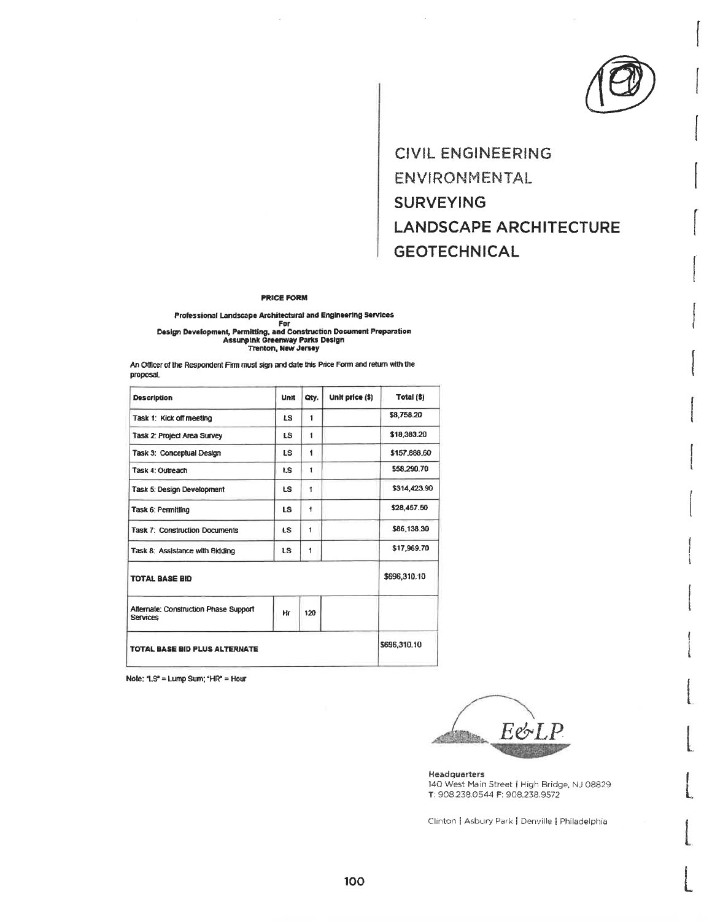CIVIL ENGINEERING
ENVIRONMENTAL
SURVEYING
LANDSCAPE ARCHITECTURE
GEOTECHNICAL

**PRICE FORM**

**Professional Landscape Architectural and Engineering Services**
**For**
**Design Development, Permitting, and Construction Document Preparation**
**Assunpink Greenway Parks Design**
**Trenton, New Jersey**

An Officer of the Respondent Firm must sign and date this Price Form and return with the proposal.

| Description | Unit | Qty. | Unit price ($) | Total ($) |
|---|---|---|---|---|
| Task 1: Kick off meeting | LS | 1 | | $8,758.20 |
| Task 2: Project Area Survey | LS | 1 | | $18,383.20 |
| Task 3: Conceptual Design | LS | 1 | | $157,888.60 |
| Task 4: Outreach | LS | 1 | | $58,290.70 |
| Task 5: Design Development | LS | 1 | | $314,423.90 |
| Task 6: Permitting | LS | 1 | | $28,457.50 |
| Task 7: Construction Documents | LS | 1 | | $86,138.30 |
| Task 8: Assistance with Bidding | LS | 1 | | $17,969.70 |
| **TOTAL BASE BID** | | | | $696,310.10 |
| Alternate: Construction Phase Support Services | Hr | 120 | | |
| **TOTAL BASE BID PLUS ALTERNATE** | | | | $696,310.10 |

Note: "LS" = Lump Sum; "HR" = Hour

E&LP

Headquarters
140 West Main Street | High Bridge, NJ 08829
T: 908.238.0544 F: 908.238.9572

Clinton | Asbury Park | Denville | Philadelphia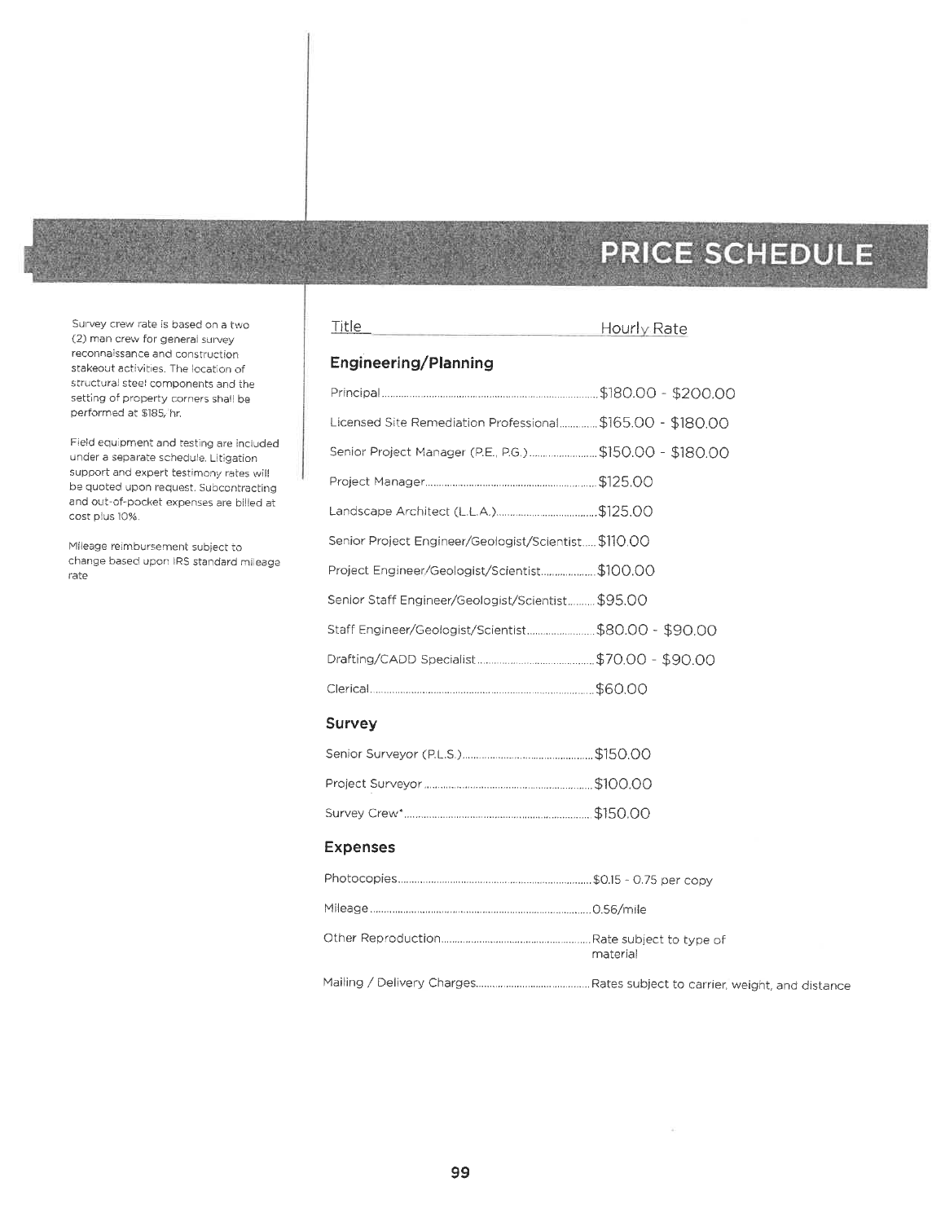# PRICE SCHEDULE

Survey crew rate is based on a two (2) man crew for general survey reconnaissance and construction stakeout activities. The location of structural steel components and the setting of property corners shall be performed at $185, hr.

Field equipment and testing are included under a separate schedule. Litigation support and expert testimony rates will be quoted upon request. Subcontracting and out-of-pocket expenses are billed at cost plus 10%.

Mileage reimbursement subject to change based upon IRS standard mileage rate

| Title | Hourly Rate |
|---|---|
| **Engineering/Planning** | |
| Principal | $180.00 - $200.00 |
| Licensed Site Remediation Professional | $165.00 - $180.00 |
| Senior Project Manager (P.E., P.G.) | $150.00 - $180.00 |
| Project Manager | $125.00 |
| Landscape Architect (L.L.A.) | $125.00 |
| Senior Project Engineer/Geologist/Scientist | $110.00 |
| Project Engineer/Geologist/Scientist | $100.00 |
| Senior Staff Engineer/Geologist/Scientist | $95.00 |
| Staff Engineer/Geologist/Scientist | $80.00 - $90.00 |
| Drafting/CADD Specialist | $70.00 - $90.00 |
| Clerical | $60.00 |
| **Survey** | |
| Senior Surveyor (P.L.S.) | $150.00 |
| Project Surveyor | $100.00 |
| Survey Crew* | $150.00 |
| **Expenses** | |
| Photocopies | $0.15 - 0.75 per copy |
| Mileage | 0.56/mile |
| Other Reproduction | Rate subject to type of material |
| Mailing / Delivery Charges | Rates subject to carrier, weight, and distance |